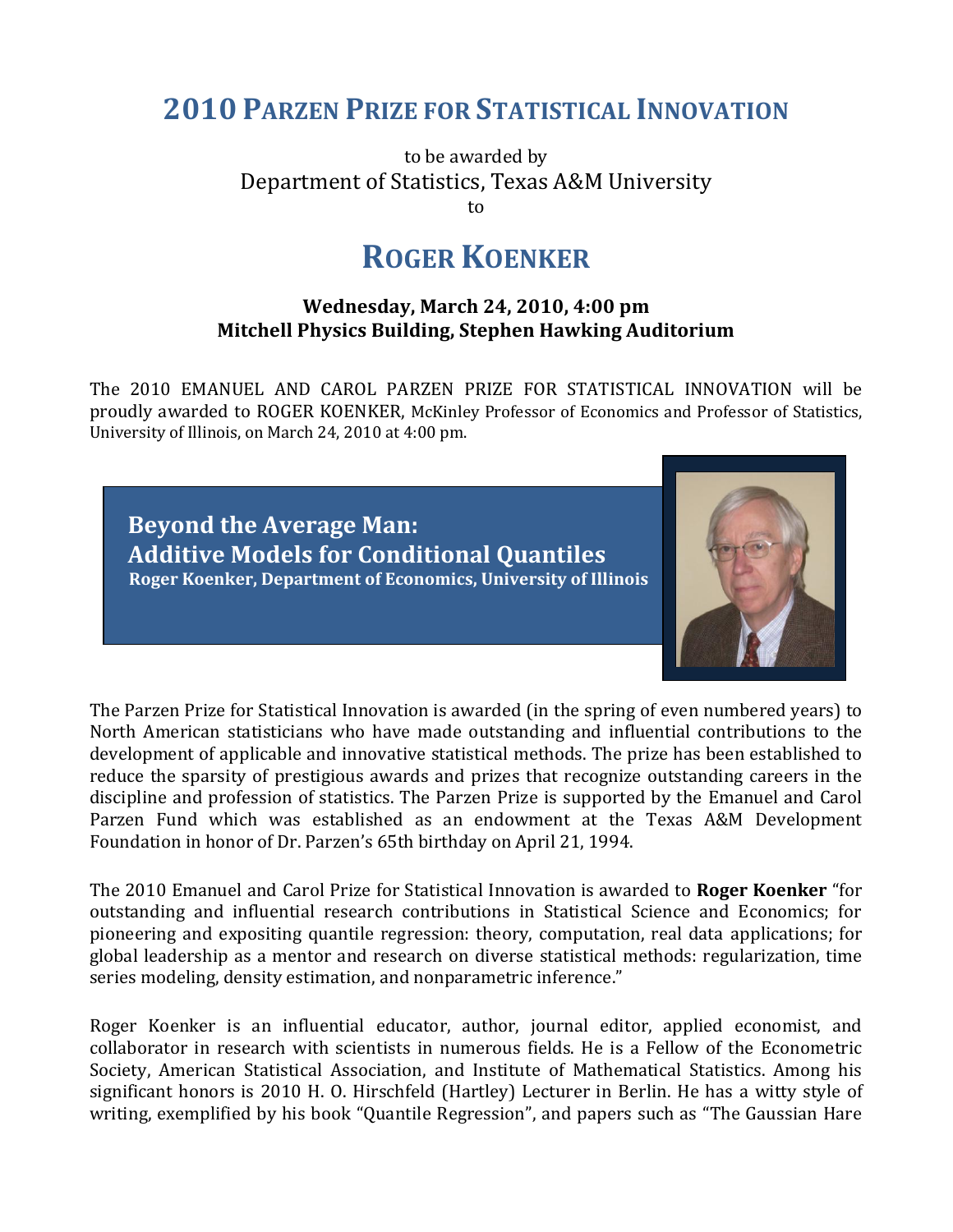# 2010 Parzen Prize for Statistical Innovation

to be awarded by
Department of Statistics, Texas A&M University
to

# Roger Koenker

**Wednesday, March 24, 2010, 4:00 pm**
**Mitchell Physics Building, Stephen Hawking Auditorium**

The 2010 EMANUEL AND CAROL PARZEN PRIZE FOR STATISTICAL INNOVATION will be proudly awarded to ROGER KOENKER, McKinley Professor of Economics and Professor of Statistics, University of Illinois, on March 24, 2010 at 4:00 pm.

**Beyond the Average Man:**
**Additive Models for Conditional Quantiles**
**Roger Koenker, Department of Economics, University of Illinois**

The Parzen Prize for Statistical Innovation is awarded (in the spring of even numbered years) to North American statisticians who have made outstanding and influential contributions to the development of applicable and innovative statistical methods. The prize has been established to reduce the sparsity of prestigious awards and prizes that recognize outstanding careers in the discipline and profession of statistics. The Parzen Prize is supported by the Emanuel and Carol Parzen Fund which was established as an endowment at the Texas A&M Development Foundation in honor of Dr. Parzen's 65th birthday on April 21, 1994.

The 2010 Emanuel and Carol Prize for Statistical Innovation is awarded to **Roger Koenker** "for outstanding and influential research contributions in Statistical Science and Economics; for pioneering and expositing quantile regression: theory, computation, real data applications; for global leadership as a mentor and research on diverse statistical methods: regularization, time series modeling, density estimation, and nonparametric inference."

Roger Koenker is an influential educator, author, journal editor, applied economist, and collaborator in research with scientists in numerous fields. He is a Fellow of the Econometric Society, American Statistical Association, and Institute of Mathematical Statistics. Among his significant honors is 2010 H. O. Hirschfeld (Hartley) Lecturer in Berlin. He has a witty style of writing, exemplified by his book "Quantile Regression", and papers such as "The Gaussian Hare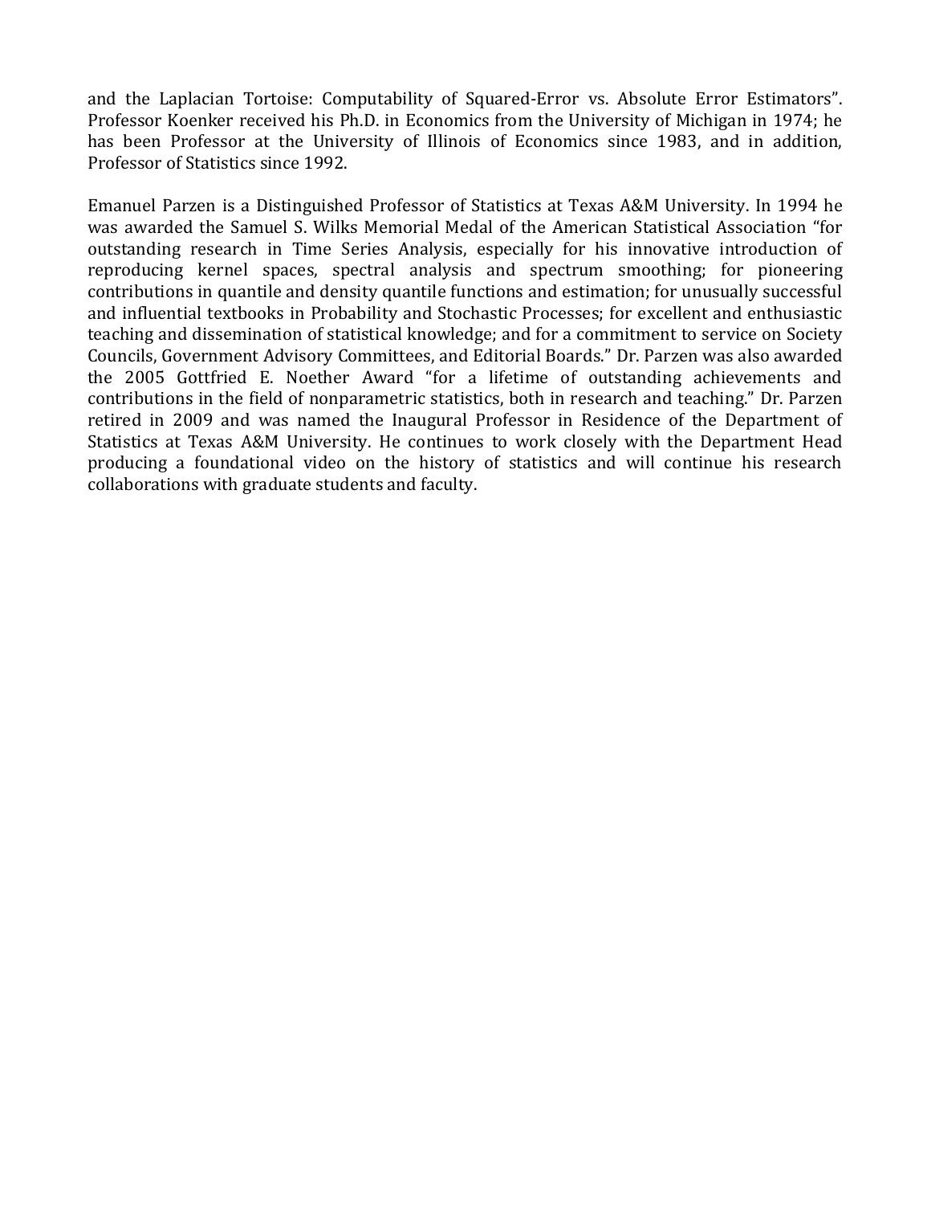and the Laplacian Tortoise: Computability of Squared-Error vs. Absolute Error Estimators". Professor Koenker received his Ph.D. in Economics from the University of Michigan in 1974; he has been Professor at the University of Illinois of Economics since 1983, and in addition, Professor of Statistics since 1992.

Emanuel Parzen is a Distinguished Professor of Statistics at Texas A&M University. In 1994 he was awarded the Samuel S. Wilks Memorial Medal of the American Statistical Association "for outstanding research in Time Series Analysis, especially for his innovative introduction of reproducing kernel spaces, spectral analysis and spectrum smoothing; for pioneering contributions in quantile and density quantile functions and estimation; for unusually successful and influential textbooks in Probability and Stochastic Processes; for excellent and enthusiastic teaching and dissemination of statistical knowledge; and for a commitment to service on Society Councils, Government Advisory Committees, and Editorial Boards." Dr. Parzen was also awarded the 2005 Gottfried E. Noether Award "for a lifetime of outstanding achievements and contributions in the field of nonparametric statistics, both in research and teaching." Dr. Parzen retired in 2009 and was named the Inaugural Professor in Residence of the Department of Statistics at Texas A&M University. He continues to work closely with the Department Head producing a foundational video on the history of statistics and will continue his research collaborations with graduate students and faculty.